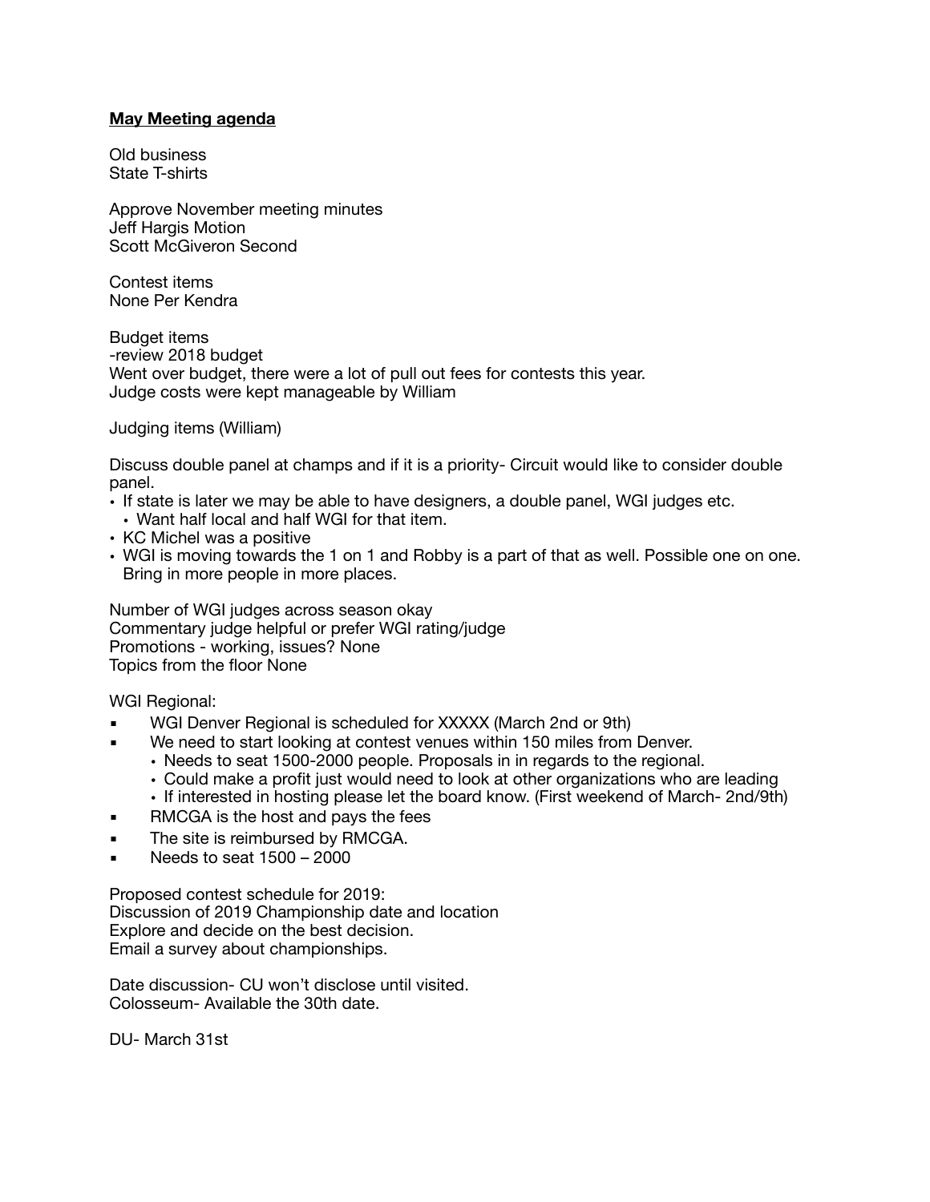**<u>May Meeting agenda</u>**

Old business
State T-shirts

Approve November meeting minutes
Jeff Hargis Motion
Scott McGiveron Second

Contest items
None Per Kendra

Budget items
-review 2018 budget
Went over budget, there were a lot of pull out fees for contests this year.
Judge costs were kept manageable by William

Judging items (William)

Discuss double panel at champs and if it is a priority- Circuit would like to consider double panel.

- If state is later we may be able to have designers, a double panel, WGI judges etc.
  - Want half local and half WGI for that item.
- KC Michel was a positive
- WGI is moving towards the 1 on 1 and Robby is a part of that as well. Possible one on one. Bring in more people in more places.

Number of WGI judges across season okay
Commentary judge helpful or prefer WGI rating/judge
Promotions - working, issues? None
Topics from the floor None

WGI Regional:

- WGI Denver Regional is scheduled for XXXXX (March 2nd or 9th)
- We need to start looking at contest venues within 150 miles from Denver.
  - Needs to seat 1500-2000 people. Proposals in in regards to the regional.
  - Could make a profit just would need to look at other organizations who are leading
  - If interested in hosting please let the board know. (First weekend of March- 2nd/9th)
- RMCGA is the host and pays the fees
- The site is reimbursed by RMCGA.
- Needs to seat 1500 – 2000

Proposed contest schedule for 2019:
Discussion of 2019 Championship date and location
Explore and decide on the best decision.
Email a survey about championships.

Date discussion- CU won't disclose until visited.
Colosseum- Available the 30th date.

DU- March 31st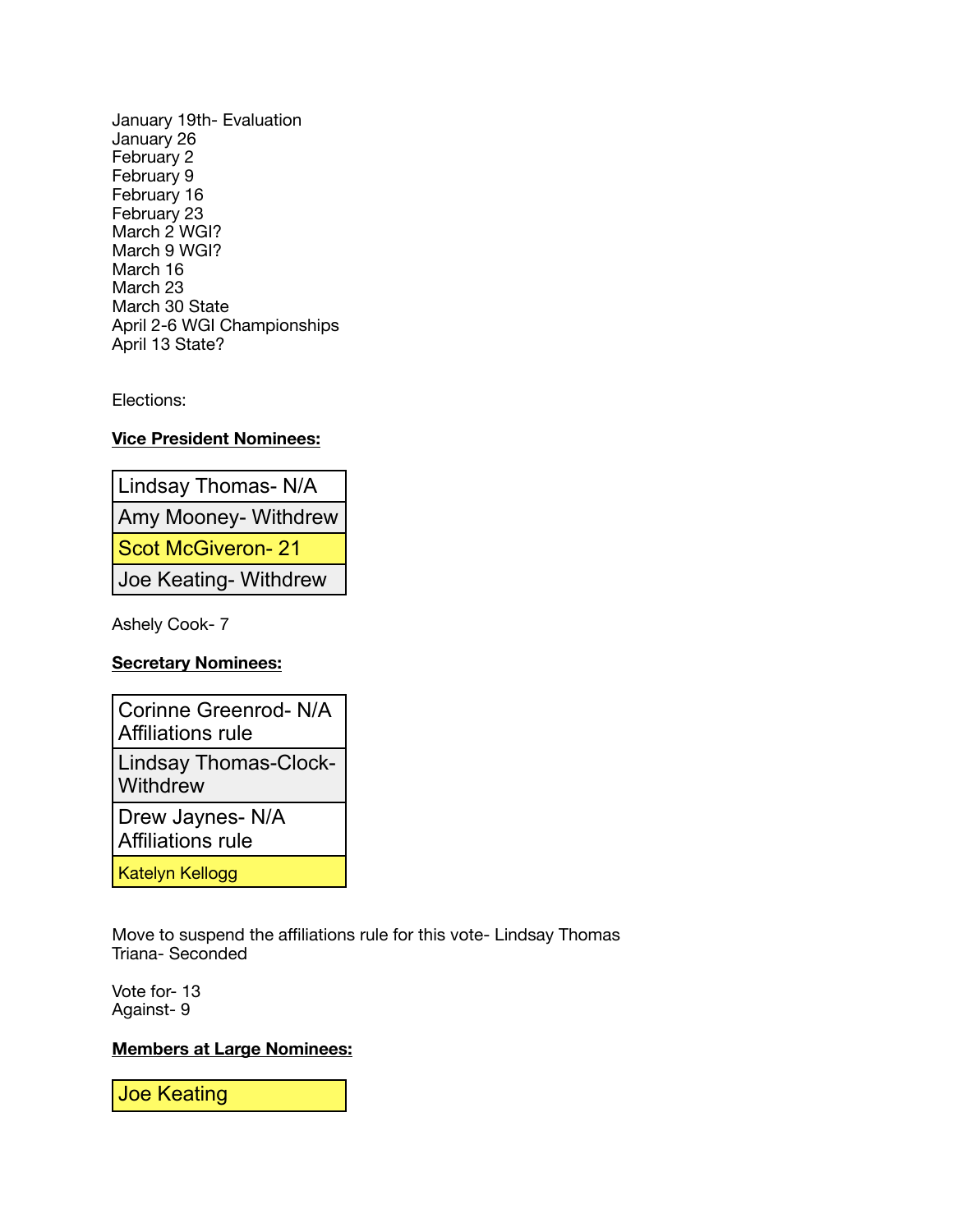January 19th- Evaluation
January 26
February 2
February 9
February 16
February 23
March 2 WGI?
March 9 WGI?
March 16
March 23
March 30 State
April 2-6 WGI Championships
April 13 State?

Elections:

**Vice President Nominees:**

| Vice President Nominees |
| --- |
| Lindsay Thomas- N/A |
| Amy Mooney- Withdrew |
| Scot McGiveron- 21 |
| Joe Keating- Withdrew |

Ashely Cook- 7

**Secretary Nominees:**

| Secretary Nominees |
| --- |
| Corinne Greenrod- N/A Affiliations rule |
| Lindsay Thomas-Clock- Withdrew |
| Drew Jaynes- N/A Affiliations rule |
| Katelyn Kellogg |

Move to suspend the affiliations rule for this vote- Lindsay Thomas
Triana- Seconded

Vote for- 13
Against- 9

**Members at Large Nominees:**

| Members at Large Nominees |
| --- |
| Joe Keating |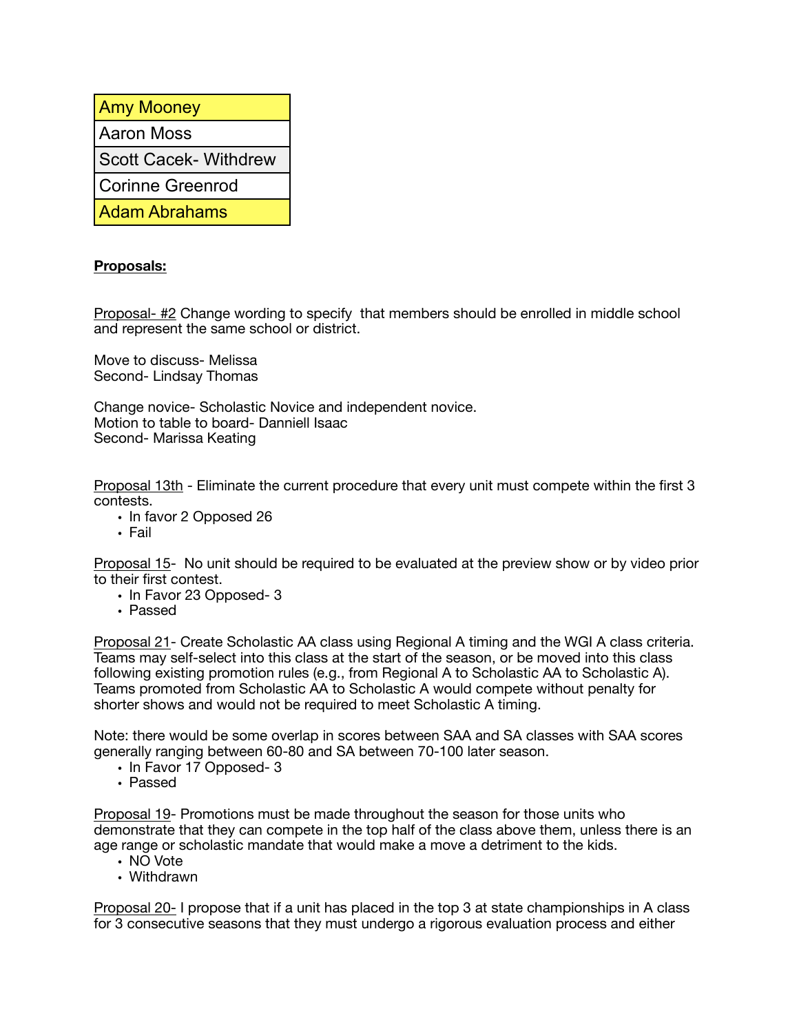| Amy Mooney |
| --- |
| Aaron Moss |
| Scott Cacek- Withdrew |
| Corinne Greenrod |
| Adam Abrahams |

**Proposals:**

Proposal- #2 Change wording to specify that members should be enrolled in middle school and represent the same school or district.

Move to discuss- Melissa
Second- Lindsay Thomas

Change novice- Scholastic Novice and independent novice.
Motion to table to board- Danniell Isaac
Second- Marissa Keating

Proposal 13th - Eliminate the current procedure that every unit must compete within the first 3 contests.

- In favor 2 Opposed 26
- Fail

Proposal 15- No unit should be required to be evaluated at the preview show or by video prior to their first contest.

- In Favor 23 Opposed- 3
- Passed

Proposal 21- Create Scholastic AA class using Regional A timing and the WGI A class criteria. Teams may self-select into this class at the start of the season, or be moved into this class following existing promotion rules (e.g., from Regional A to Scholastic AA to Scholastic A). Teams promoted from Scholastic AA to Scholastic A would compete without penalty for shorter shows and would not be required to meet Scholastic A timing.

Note: there would be some overlap in scores between SAA and SA classes with SAA scores generally ranging between 60-80 and SA between 70-100 later season.

- In Favor 17 Opposed- 3
- Passed

Proposal 19- Promotions must be made throughout the season for those units who demonstrate that they can compete in the top half of the class above them, unless there is an age range or scholastic mandate that would make a move a detriment to the kids.

- NO Vote
- Withdrawn

Proposal 20- I propose that if a unit has placed in the top 3 at state championships in A class for 3 consecutive seasons that they must undergo a rigorous evaluation process and either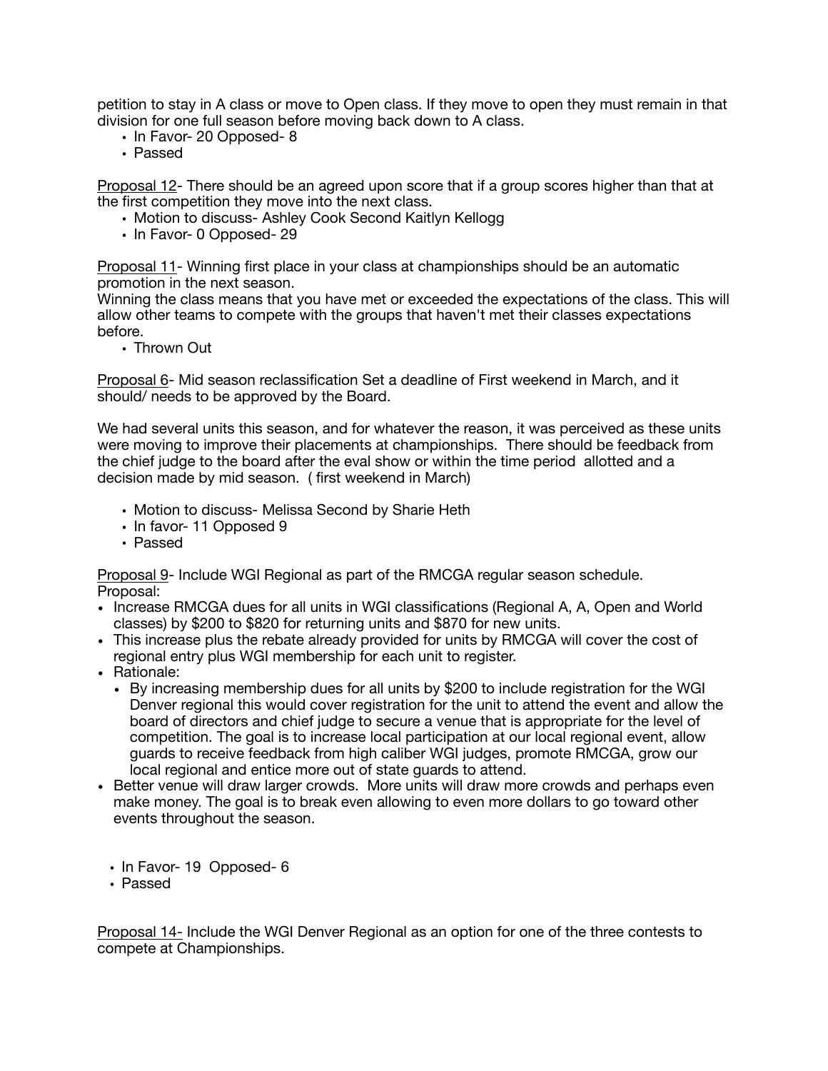petition to stay in A class or move to Open class. If they move to open they must remain in that division for one full season before moving back down to A class.

- In Favor- 20 Opposed- 8
- Passed

Proposal 12- There should be an agreed upon score that if a group scores higher than that at the first competition they move into the next class.

- Motion to discuss- Ashley Cook Second Kaitlyn Kellogg
- In Favor- 0 Opposed- 29

Proposal 11- Winning first place in your class at championships should be an automatic promotion in the next season.
Winning the class means that you have met or exceeded the expectations of the class. This will allow other teams to compete with the groups that haven't met their classes expectations before.

- Thrown Out

Proposal 6- Mid season reclassification Set a deadline of First weekend in March, and it should/ needs to be approved by the Board.

We had several units this season, and for whatever the reason, it was perceived as these units were moving to improve their placements at championships. There should be feedback from the chief judge to the board after the eval show or within the time period allotted and a decision made by mid season. ( first weekend in March)

- Motion to discuss- Melissa Second by Sharie Heth
- In favor- 11 Opposed 9
- Passed

Proposal 9- Include WGI Regional as part of the RMCGA regular season schedule.
Proposal:

- Increase RMCGA dues for all units in WGI classifications (Regional A, A, Open and World classes) by $200 to $820 for returning units and $870 for new units.
- This increase plus the rebate already provided for units by RMCGA will cover the cost of regional entry plus WGI membership for each unit to register.
- Rationale:
  - By increasing membership dues for all units by $200 to include registration for the WGI Denver regional this would cover registration for the unit to attend the event and allow the board of directors and chief judge to secure a venue that is appropriate for the level of competition. The goal is to increase local participation at our local regional event, allow guards to receive feedback from high caliber WGI judges, promote RMCGA, grow our local regional and entice more out of state guards to attend.
- Better venue will draw larger crowds. More units will draw more crowds and perhaps even make money. The goal is to break even allowing to even more dollars to go toward other events throughout the season.

- In Favor- 19 Opposed- 6
- Passed

Proposal 14- Include the WGI Denver Regional as an option for one of the three contests to compete at Championships.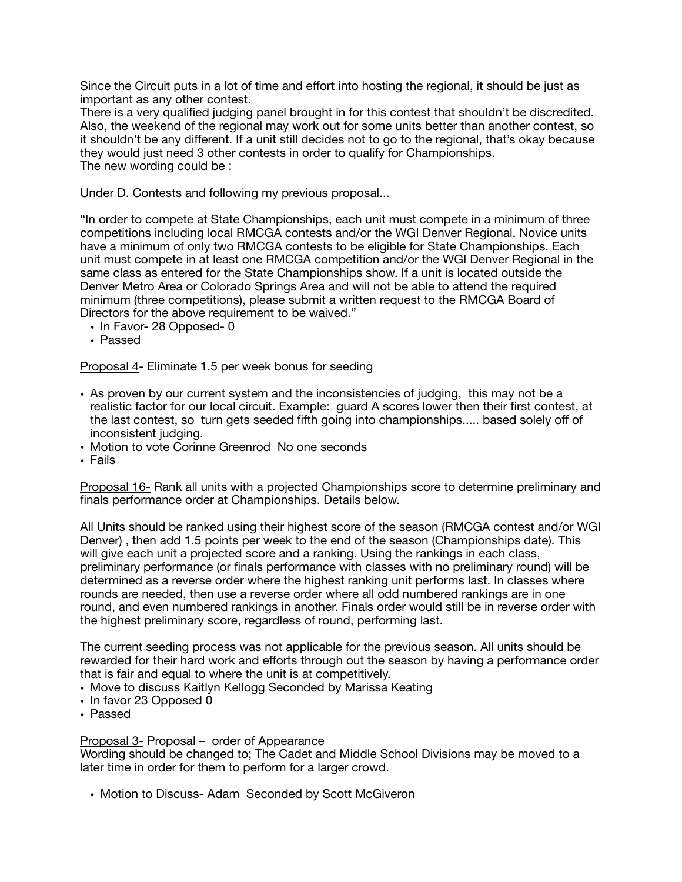Since the Circuit puts in a lot of time and effort into hosting the regional, it should be just as important as any other contest.
There is a very qualified judging panel brought in for this contest that shouldn't be discredited. Also, the weekend of the regional may work out for some units better than another contest, so it shouldn't be any different. If a unit still decides not to go to the regional, that's okay because they would just need 3 other contests in order to qualify for Championships.
The new wording could be :

Under D. Contests and following my previous proposal...

"In order to compete at State Championships, each unit must compete in a minimum of three competitions including local RMCGA contests and/or the WGI Denver Regional. Novice units have a minimum of only two RMCGA contests to be eligible for State Championships. Each unit must compete in at least one RMCGA competition and/or the WGI Denver Regional in the same class as entered for the State Championships show. If a unit is located outside the Denver Metro Area or Colorado Springs Area and will not be able to attend the required minimum (three competitions), please submit a written request to the RMCGA Board of Directors for the above requirement to be waived."

- In Favor- 28 Opposed- 0
- Passed

<u>Proposal 4</u>- Eliminate 1.5 per week bonus for seeding

- As proven by our current system and the inconsistencies of judging, this may not be a realistic factor for our local circuit. Example: guard A scores lower then their first contest, at the last contest, so turn gets seeded fifth going into championships..... based solely off of inconsistent judging.
- Motion to vote Corinne Greenrod No one seconds
- Fails

<u>Proposal 16</u>- Rank all units with a projected Championships score to determine preliminary and finals performance order at Championships. Details below.

All Units should be ranked using their highest score of the season (RMCGA contest and/or WGI Denver) , then add 1.5 points per week to the end of the season (Championships date). This will give each unit a projected score and a ranking. Using the rankings in each class, preliminary performance (or finals performance with classes with no preliminary round) will be determined as a reverse order where the highest ranking unit performs last. In classes where rounds are needed, then use a reverse order where all odd numbered rankings are in one round, and even numbered rankings in another. Finals order would still be in reverse order with the highest preliminary score, regardless of round, performing last.

The current seeding process was not applicable for the previous season. All units should be rewarded for their hard work and efforts through out the season by having a performance order that is fair and equal to where the unit is at competitively.

- Move to discuss Kaitlyn Kellogg Seconded by Marissa Keating
- In favor 23 Opposed 0
- Passed

<u>Proposal 3</u>- Proposal – order of Appearance
Wording should be changed to; The Cadet and Middle School Divisions may be moved to a later time in order for them to perform for a larger crowd.

- Motion to Discuss- Adam Seconded by Scott McGiveron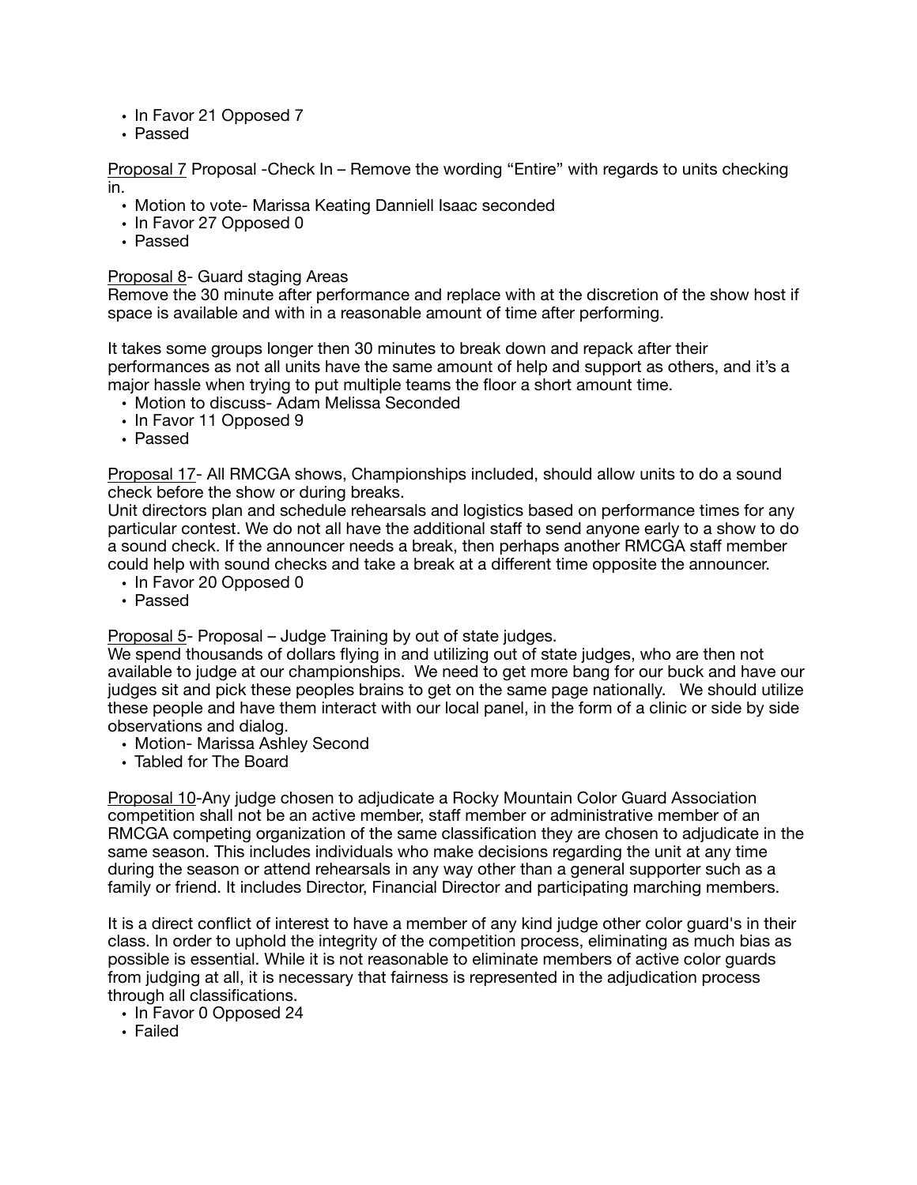- In Favor 21 Opposed 7
- Passed

Proposal 7 Proposal -Check In – Remove the wording “Entire” with regards to units checking in.

- Motion to vote- Marissa Keating Danniell Isaac seconded
- In Favor 27 Opposed 0
- Passed

Proposal 8- Guard staging Areas

Remove the 30 minute after performance and replace with at the discretion of the show host if space is available and with in a reasonable amount of time after performing.

It takes some groups longer then 30 minutes to break down and repack after their performances as not all units have the same amount of help and support as others, and it’s a major hassle when trying to put multiple teams the floor a short amount time.

- Motion to discuss- Adam Melissa Seconded
- In Favor 11 Opposed 9
- Passed

Proposal 17- All RMCGA shows, Championships included, should allow units to do a sound check before the show or during breaks.

Unit directors plan and schedule rehearsals and logistics based on performance times for any particular contest. We do not all have the additional staff to send anyone early to a show to do a sound check. If the announcer needs a break, then perhaps another RMCGA staff member could help with sound checks and take a break at a different time opposite the announcer.

- In Favor 20 Opposed 0
- Passed

Proposal 5- Proposal – Judge Training by out of state judges.

We spend thousands of dollars flying in and utilizing out of state judges, who are then not available to judge at our championships. We need to get more bang for our buck and have our judges sit and pick these peoples brains to get on the same page nationally. We should utilize these people and have them interact with our local panel, in the form of a clinic or side by side observations and dialog.

- Motion- Marissa Ashley Second
- Tabled for The Board

Proposal 10-Any judge chosen to adjudicate a Rocky Mountain Color Guard Association competition shall not be an active member, staff member or administrative member of an RMCGA competing organization of the same classification they are chosen to adjudicate in the same season. This includes individuals who make decisions regarding the unit at any time during the season or attend rehearsals in any way other than a general supporter such as a family or friend. It includes Director, Financial Director and participating marching members.

It is a direct conflict of interest to have a member of any kind judge other color guard's in their class. In order to uphold the integrity of the competition process, eliminating as much bias as possible is essential. While it is not reasonable to eliminate members of active color guards from judging at all, it is necessary that fairness is represented in the adjudication process through all classifications.

- In Favor 0 Opposed 24
- Failed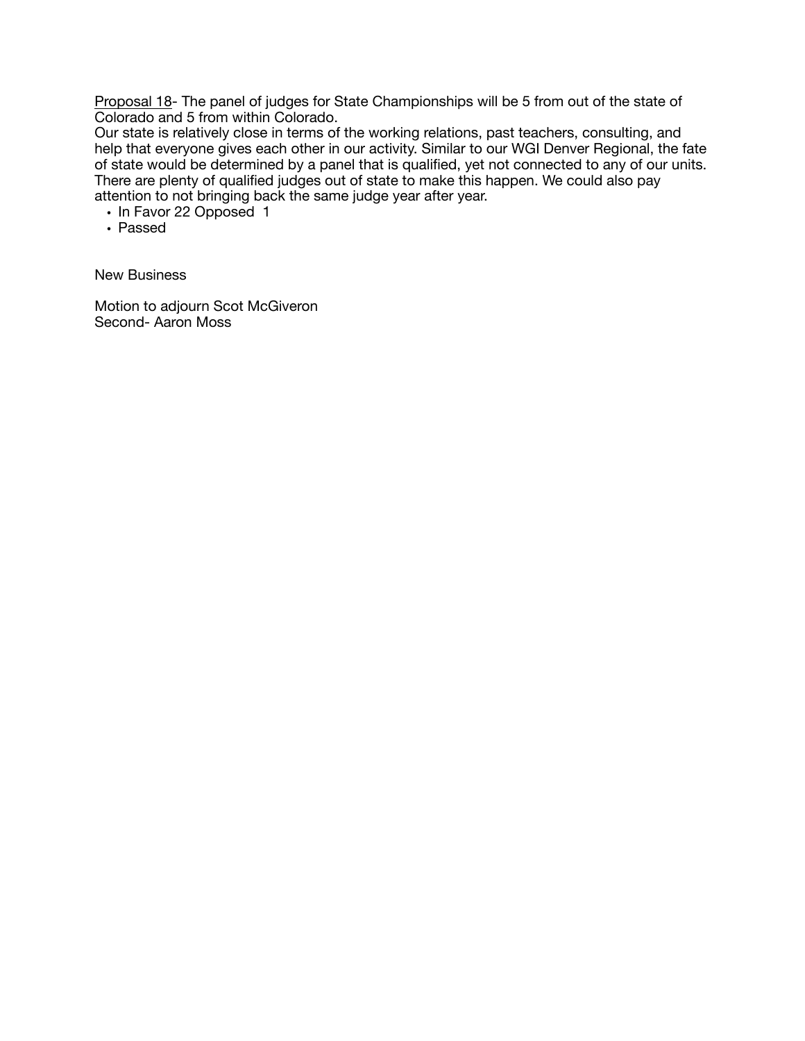<u>Proposal 18</u>- The panel of judges for State Championships will be 5 from out of the state of Colorado and 5 from within Colorado.
Our state is relatively close in terms of the working relations, past teachers, consulting, and help that everyone gives each other in our activity. Similar to our WGI Denver Regional, the fate of state would be determined by a panel that is qualified, yet not connected to any of our units. There are plenty of qualified judges out of state to make this happen. We could also pay attention to not bringing back the same judge year after year.

- In Favor 22 Opposed 1
- Passed

New Business

Motion to adjourn Scot McGiveron
Second- Aaron Moss